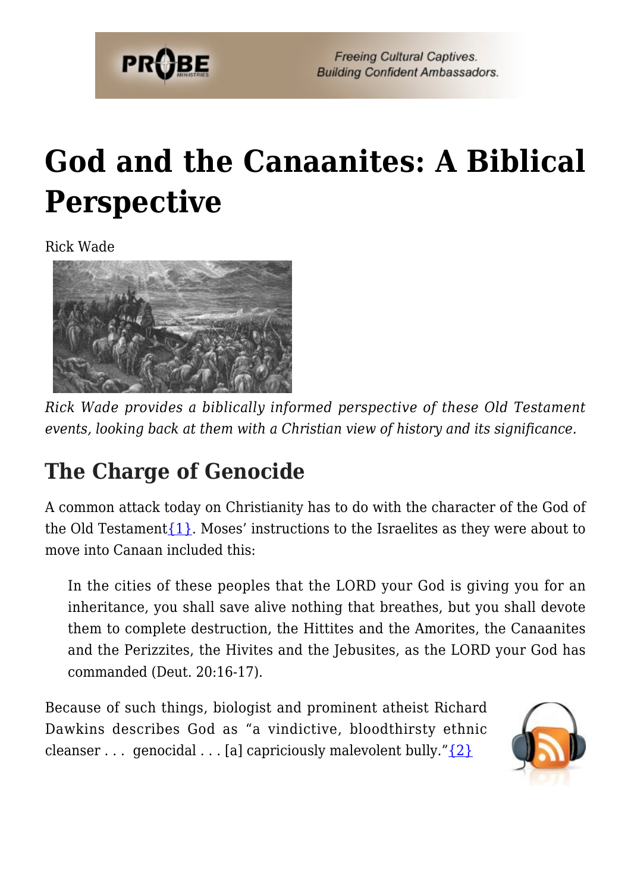# God and the Canaanites: A Biblical Perspective

Rick Wade

*Rick Wade provides a biblically informed perspective of these Old Testament events, looking back at them with a Christian view of history and its significance.*

## The Charge of Genocide

A common attack today on Christianity has to do with the character of the God of the Old Testament{1}. Moses' instructions to the Israelites as they were about to move into Canaan included this:

> In the cities of these peoples that the LORD your God is giving you for an inheritance, you shall save alive nothing that breathes, but you shall devote them to complete destruction, the Hittites and the Amorites, the Canaanites and the Perizzites, the Hivites and the Jebusites, as the LORD your God has commanded (Deut. 20:16-17).

Because of such things, biologist and prominent atheist Richard Dawkins describes God as "a vindictive, bloodthirsty ethnic cleanser . . . genocidal . . . [a] capriciously malevolent bully."{2}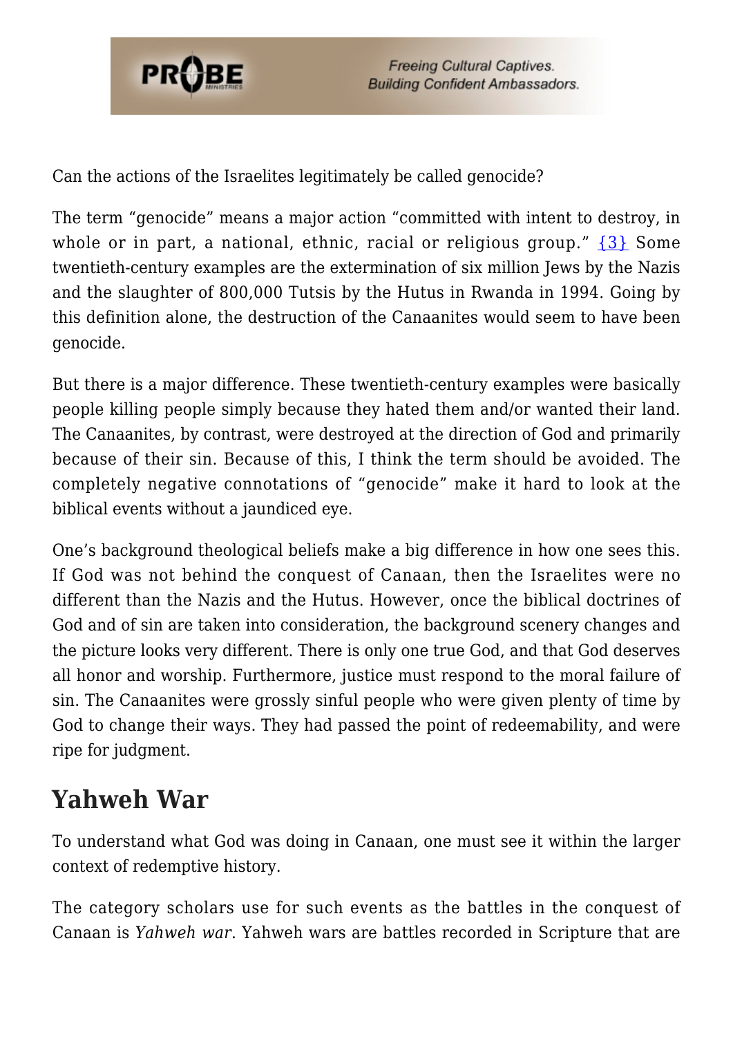Can the actions of the Israelites legitimately be called genocide?

The term "genocide" means a major action "committed with intent to destroy, in whole or in part, a national, ethnic, racial or religious group." {3} Some twentieth-century examples are the extermination of six million Jews by the Nazis and the slaughter of 800,000 Tutsis by the Hutus in Rwanda in 1994. Going by this definition alone, the destruction of the Canaanites would seem to have been genocide.

But there is a major difference. These twentieth-century examples were basically people killing people simply because they hated them and/or wanted their land. The Canaanites, by contrast, were destroyed at the direction of God and primarily because of their sin. Because of this, I think the term should be avoided. The completely negative connotations of "genocide" make it hard to look at the biblical events without a jaundiced eye.

One's background theological beliefs make a big difference in how one sees this. If God was not behind the conquest of Canaan, then the Israelites were no different than the Nazis and the Hutus. However, once the biblical doctrines of God and of sin are taken into consideration, the background scenery changes and the picture looks very different. There is only one true God, and that God deserves all honor and worship. Furthermore, justice must respond to the moral failure of sin. The Canaanites were grossly sinful people who were given plenty of time by God to change their ways. They had passed the point of redeemability, and were ripe for judgment.

## Yahweh War

To understand what God was doing in Canaan, one must see it within the larger context of redemptive history.

The category scholars use for such events as the battles in the conquest of Canaan is *Yahweh war*. Yahweh wars are battles recorded in Scripture that are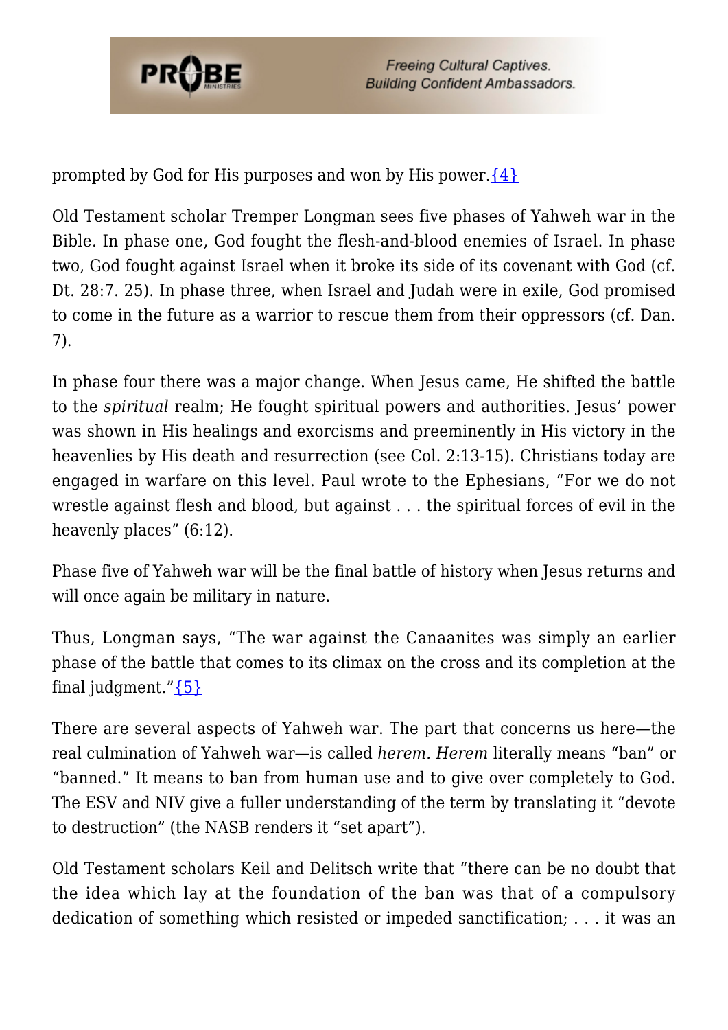prompted by God for His purposes and won by His power.{4}

Old Testament scholar Tremper Longman sees five phases of Yahweh war in the Bible. In phase one, God fought the flesh-and-blood enemies of Israel. In phase two, God fought against Israel when it broke its side of its covenant with God (cf. Dt. 28:7. 25). In phase three, when Israel and Judah were in exile, God promised to come in the future as a warrior to rescue them from their oppressors (cf. Dan. 7).

In phase four there was a major change. When Jesus came, He shifted the battle to the *spiritual* realm; He fought spiritual powers and authorities. Jesus' power was shown in His healings and exorcisms and preeminently in His victory in the heavenlies by His death and resurrection (see Col. 2:13-15). Christians today are engaged in warfare on this level. Paul wrote to the Ephesians, "For we do not wrestle against flesh and blood, but against . . . the spiritual forces of evil in the heavenly places" (6:12).

Phase five of Yahweh war will be the final battle of history when Jesus returns and will once again be military in nature.

Thus, Longman says, "The war against the Canaanites was simply an earlier phase of the battle that comes to its climax on the cross and its completion at the final judgment."{5}

There are several aspects of Yahweh war. The part that concerns us here—the real culmination of Yahweh war—is called *herem*. *Herem* literally means "ban" or "banned." It means to ban from human use and to give over completely to God. The ESV and NIV give a fuller understanding of the term by translating it "devote to destruction" (the NASB renders it "set apart").

Old Testament scholars Keil and Delitsch write that "there can be no doubt that the idea which lay at the foundation of the ban was that of a compulsory dedication of something which resisted or impeded sanctification; . . . it was an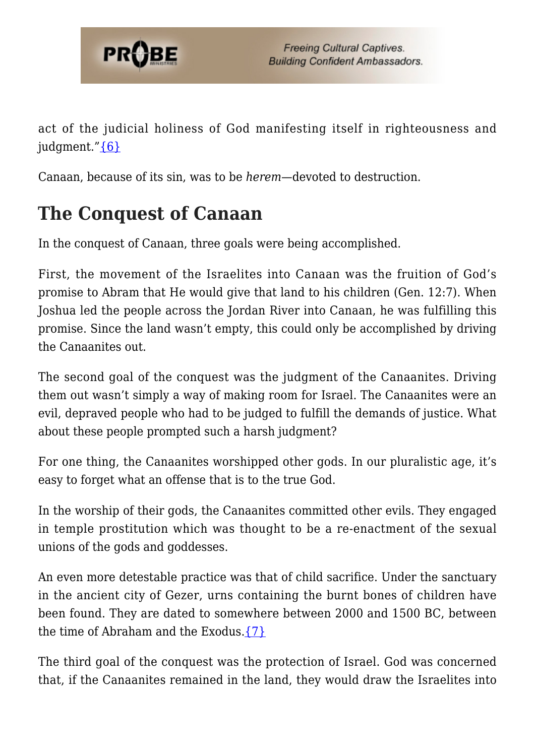act of the judicial holiness of God manifesting itself in righteousness and judgment."{6}

Canaan, because of its sin, was to be *herem*—devoted to destruction.

## The Conquest of Canaan

In the conquest of Canaan, three goals were being accomplished.

First, the movement of the Israelites into Canaan was the fruition of God's promise to Abram that He would give that land to his children (Gen. 12:7). When Joshua led the people across the Jordan River into Canaan, he was fulfilling this promise. Since the land wasn't empty, this could only be accomplished by driving the Canaanites out.

The second goal of the conquest was the judgment of the Canaanites. Driving them out wasn't simply a way of making room for Israel. The Canaanites were an evil, depraved people who had to be judged to fulfill the demands of justice. What about these people prompted such a harsh judgment?

For one thing, the Canaanites worshipped other gods. In our pluralistic age, it's easy to forget what an offense that is to the true God.

In the worship of their gods, the Canaanites committed other evils. They engaged in temple prostitution which was thought to be a re-enactment of the sexual unions of the gods and goddesses.

An even more detestable practice was that of child sacrifice. Under the sanctuary in the ancient city of Gezer, urns containing the burnt bones of children have been found. They are dated to somewhere between 2000 and 1500 BC, between the time of Abraham and the Exodus.{7}

The third goal of the conquest was the protection of Israel. God was concerned that, if the Canaanites remained in the land, they would draw the Israelites into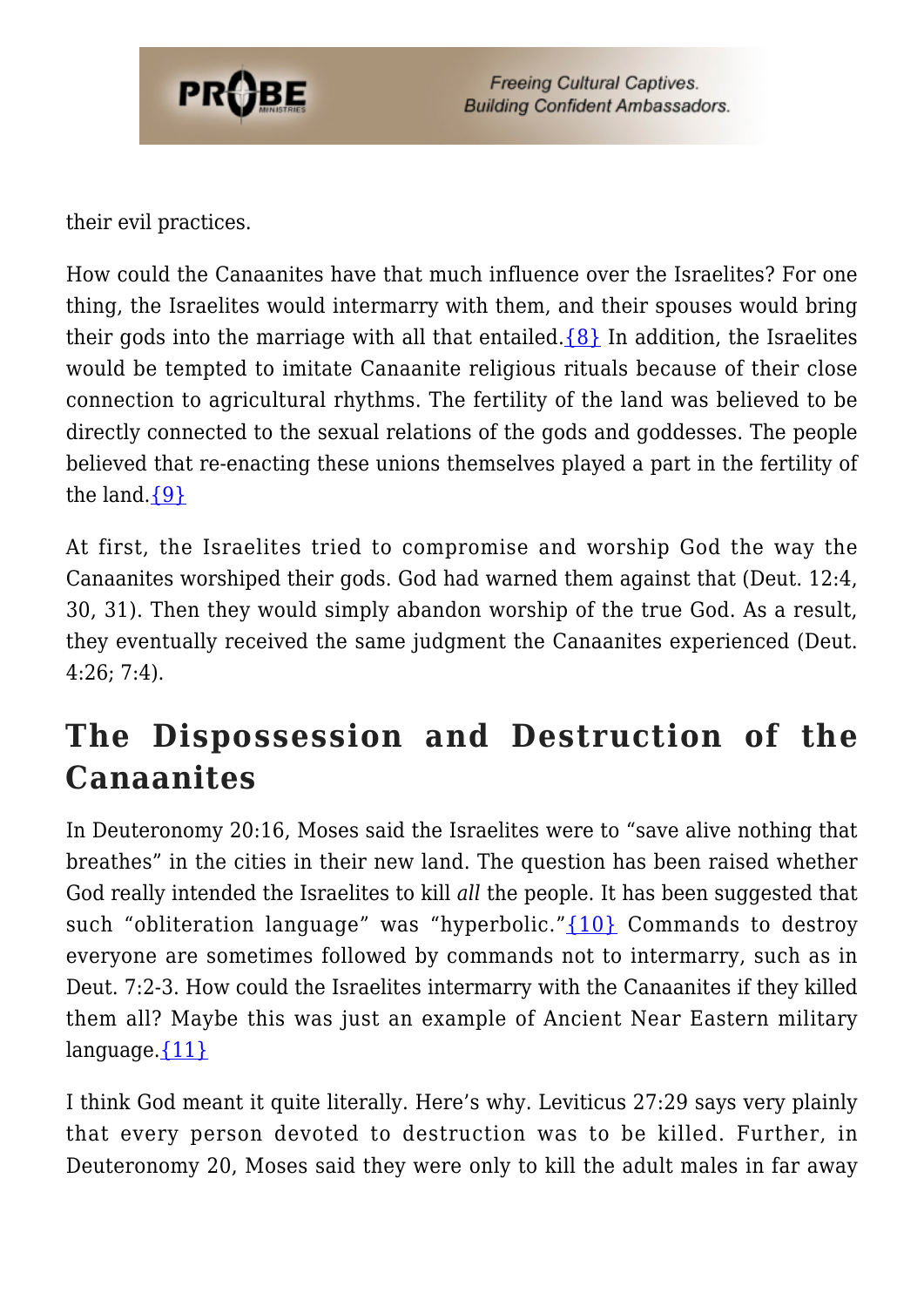their evil practices.

How could the Canaanites have that much influence over the Israelites? For one thing, the Israelites would intermarry with them, and their spouses would bring their gods into the marriage with all that entailed.{8} In addition, the Israelites would be tempted to imitate Canaanite religious rituals because of their close connection to agricultural rhythms. The fertility of the land was believed to be directly connected to the sexual relations of the gods and goddesses. The people believed that re-enacting these unions themselves played a part in the fertility of the land.{9}

At first, the Israelites tried to compromise and worship God the way the Canaanites worshiped their gods. God had warned them against that (Deut. 12:4, 30, 31). Then they would simply abandon worship of the true God. As a result, they eventually received the same judgment the Canaanites experienced (Deut. 4:26; 7:4).

## The Dispossession and Destruction of the Canaanites

In Deuteronomy 20:16, Moses said the Israelites were to "save alive nothing that breathes" in the cities in their new land. The question has been raised whether God really intended the Israelites to kill *all* the people. It has been suggested that such "obliteration language" was "hyperbolic."{10} Commands to destroy everyone are sometimes followed by commands not to intermarry, such as in Deut. 7:2-3. How could the Israelites intermarry with the Canaanites if they killed them all? Maybe this was just an example of Ancient Near Eastern military language.{11}

I think God meant it quite literally. Here's why. Leviticus 27:29 says very plainly that every person devoted to destruction was to be killed. Further, in Deuteronomy 20, Moses said they were only to kill the adult males in far away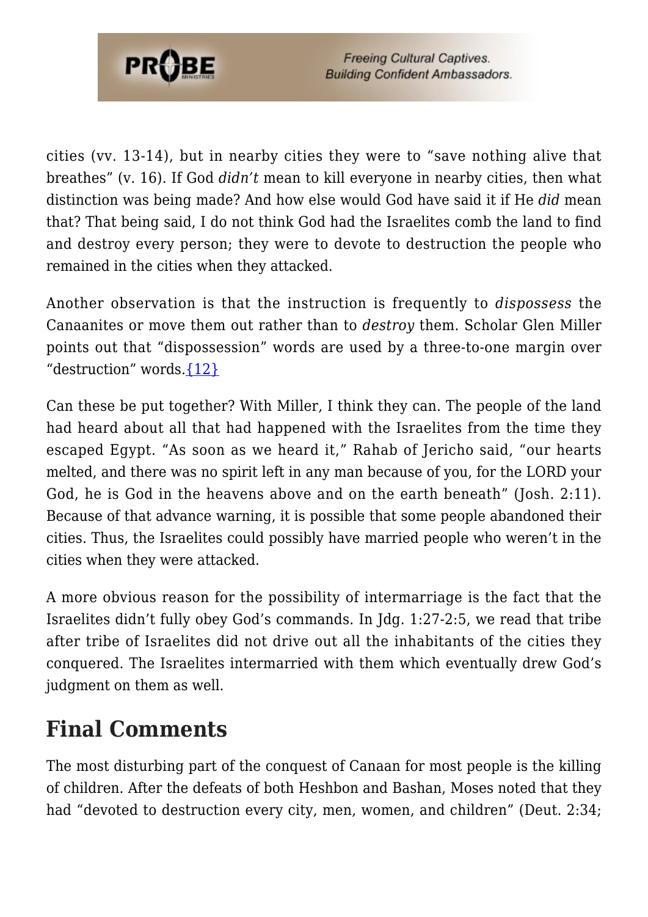cities (vv. 13-14), but in nearby cities they were to "save nothing alive that breathes" (v. 16). If God *didn't* mean to kill everyone in nearby cities, then what distinction was being made? And how else would God have said it if He *did* mean that? That being said, I do not think God had the Israelites comb the land to find and destroy every person; they were to devote to destruction the people who remained in the cities when they attacked.

Another observation is that the instruction is frequently to *dispossess* the Canaanites or move them out rather than to *destroy* them. Scholar Glen Miller points out that "dispossession" words are used by a three-to-one margin over "destruction" words.{12}

Can these be put together? With Miller, I think they can. The people of the land had heard about all that had happened with the Israelites from the time they escaped Egypt. "As soon as we heard it," Rahab of Jericho said, "our hearts melted, and there was no spirit left in any man because of you, for the LORD your God, he is God in the heavens above and on the earth beneath" (Josh. 2:11). Because of that advance warning, it is possible that some people abandoned their cities. Thus, the Israelites could possibly have married people who weren't in the cities when they were attacked.

A more obvious reason for the possibility of intermarriage is the fact that the Israelites didn't fully obey God's commands. In Jdg. 1:27-2:5, we read that tribe after tribe of Israelites did not drive out all the inhabitants of the cities they conquered. The Israelites intermarried with them which eventually drew God's judgment on them as well.

## Final Comments

The most disturbing part of the conquest of Canaan for most people is the killing of children. After the defeats of both Heshbon and Bashan, Moses noted that they had "devoted to destruction every city, men, women, and children" (Deut. 2:34;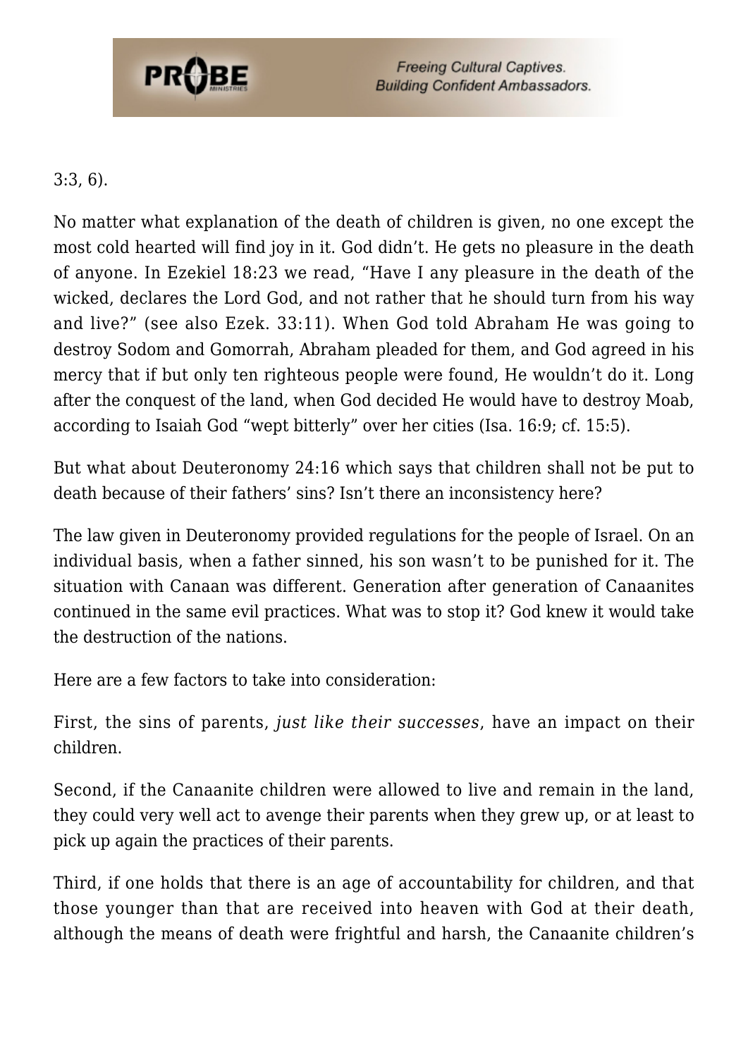3:3, 6).

No matter what explanation of the death of children is given, no one except the most cold hearted will find joy in it. God didn't. He gets no pleasure in the death of anyone. In Ezekiel 18:23 we read, "Have I any pleasure in the death of the wicked, declares the Lord God, and not rather that he should turn from his way and live?" (see also Ezek. 33:11). When God told Abraham He was going to destroy Sodom and Gomorrah, Abraham pleaded for them, and God agreed in his mercy that if but only ten righteous people were found, He wouldn't do it. Long after the conquest of the land, when God decided He would have to destroy Moab, according to Isaiah God "wept bitterly" over her cities (Isa. 16:9; cf. 15:5).

But what about Deuteronomy 24:16 which says that children shall not be put to death because of their fathers' sins? Isn't there an inconsistency here?

The law given in Deuteronomy provided regulations for the people of Israel. On an individual basis, when a father sinned, his son wasn't to be punished for it. The situation with Canaan was different. Generation after generation of Canaanites continued in the same evil practices. What was to stop it? God knew it would take the destruction of the nations.

Here are a few factors to take into consideration:

First, the sins of parents, *just like their successes*, have an impact on their children.

Second, if the Canaanite children were allowed to live and remain in the land, they could very well act to avenge their parents when they grew up, or at least to pick up again the practices of their parents.

Third, if one holds that there is an age of accountability for children, and that those younger than that are received into heaven with God at their death, although the means of death were frightful and harsh, the Canaanite children's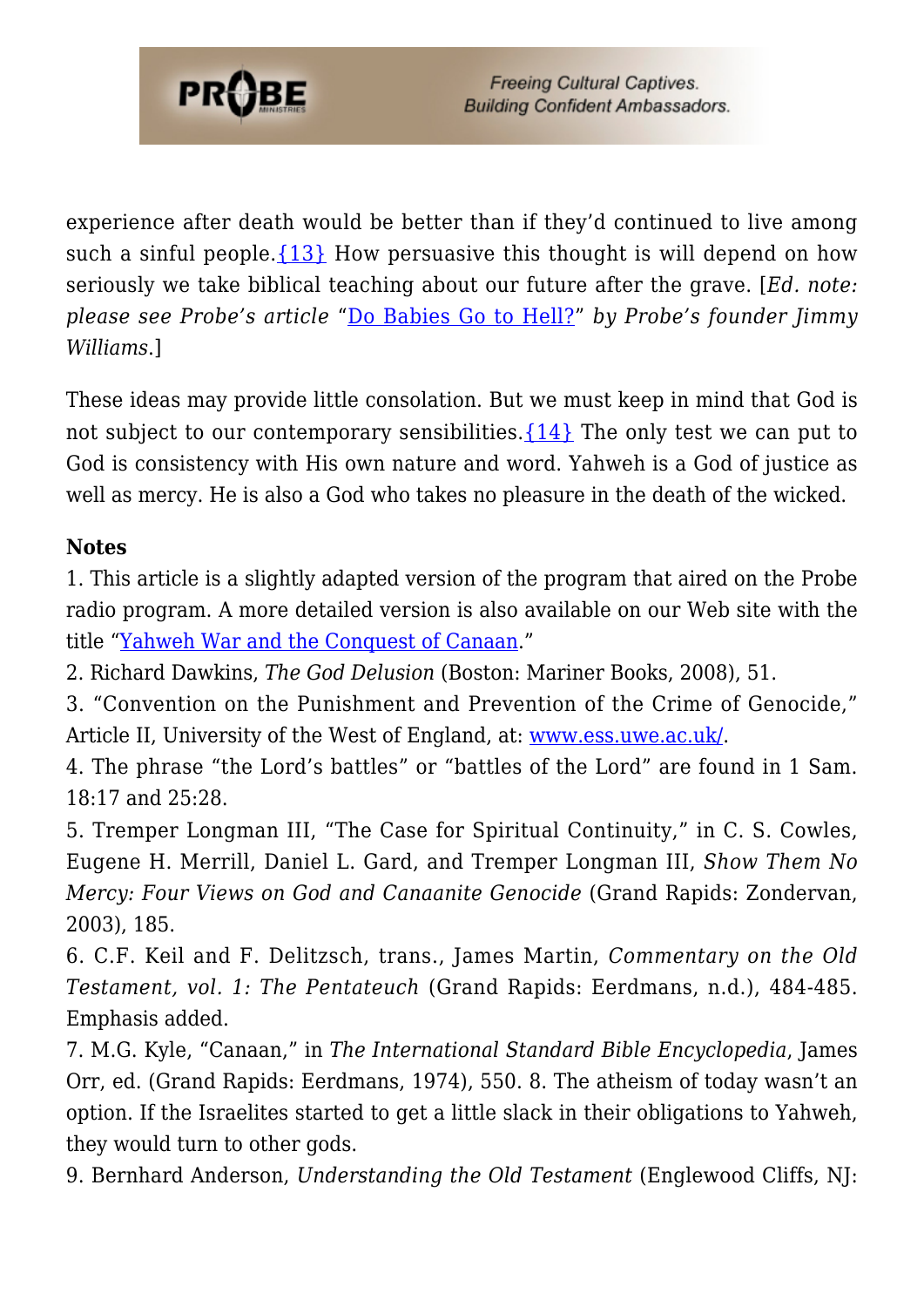experience after death would be better than if they'd continued to live among such a sinful people.{13} How persuasive this thought is will depend on how seriously we take biblical teaching about our future after the grave. [*Ed. note: please see Probe's article* "Do Babies Go to Hell?" *by Probe's founder Jimmy Williams*.]

These ideas may provide little consolation. But we must keep in mind that God is not subject to our contemporary sensibilities.{14} The only test we can put to God is consistency with His own nature and word. Yahweh is a God of justice as well as mercy. He is also a God who takes no pleasure in the death of the wicked.

**Notes**

1. This article is a slightly adapted version of the program that aired on the Probe radio program. A more detailed version is also available on our Web site with the title "Yahweh War and the Conquest of Canaan."
2. Richard Dawkins, *The God Delusion* (Boston: Mariner Books, 2008), 51.
3. "Convention on the Punishment and Prevention of the Crime of Genocide," Article II, University of the West of England, at: www.ess.uwe.ac.uk/.
4. The phrase "the Lord's battles" or "battles of the Lord" are found in 1 Sam. 18:17 and 25:28.
5. Tremper Longman III, "The Case for Spiritual Continuity," in C. S. Cowles, Eugene H. Merrill, Daniel L. Gard, and Tremper Longman III, *Show Them No Mercy: Four Views on God and Canaanite Genocide* (Grand Rapids: Zondervan, 2003), 185.
6. C.F. Keil and F. Delitzsch, trans., James Martin, *Commentary on the Old Testament, vol. 1: The Pentateuch* (Grand Rapids: Eerdmans, n.d.), 484-485. Emphasis added.
7. M.G. Kyle, "Canaan," in *The International Standard Bible Encyclopedia*, James Orr, ed. (Grand Rapids: Eerdmans, 1974), 550.
8. The atheism of today wasn't an option. If the Israelites started to get a little slack in their obligations to Yahweh, they would turn to other gods.
9. Bernhard Anderson, *Understanding the Old Testament* (Englewood Cliffs, NJ: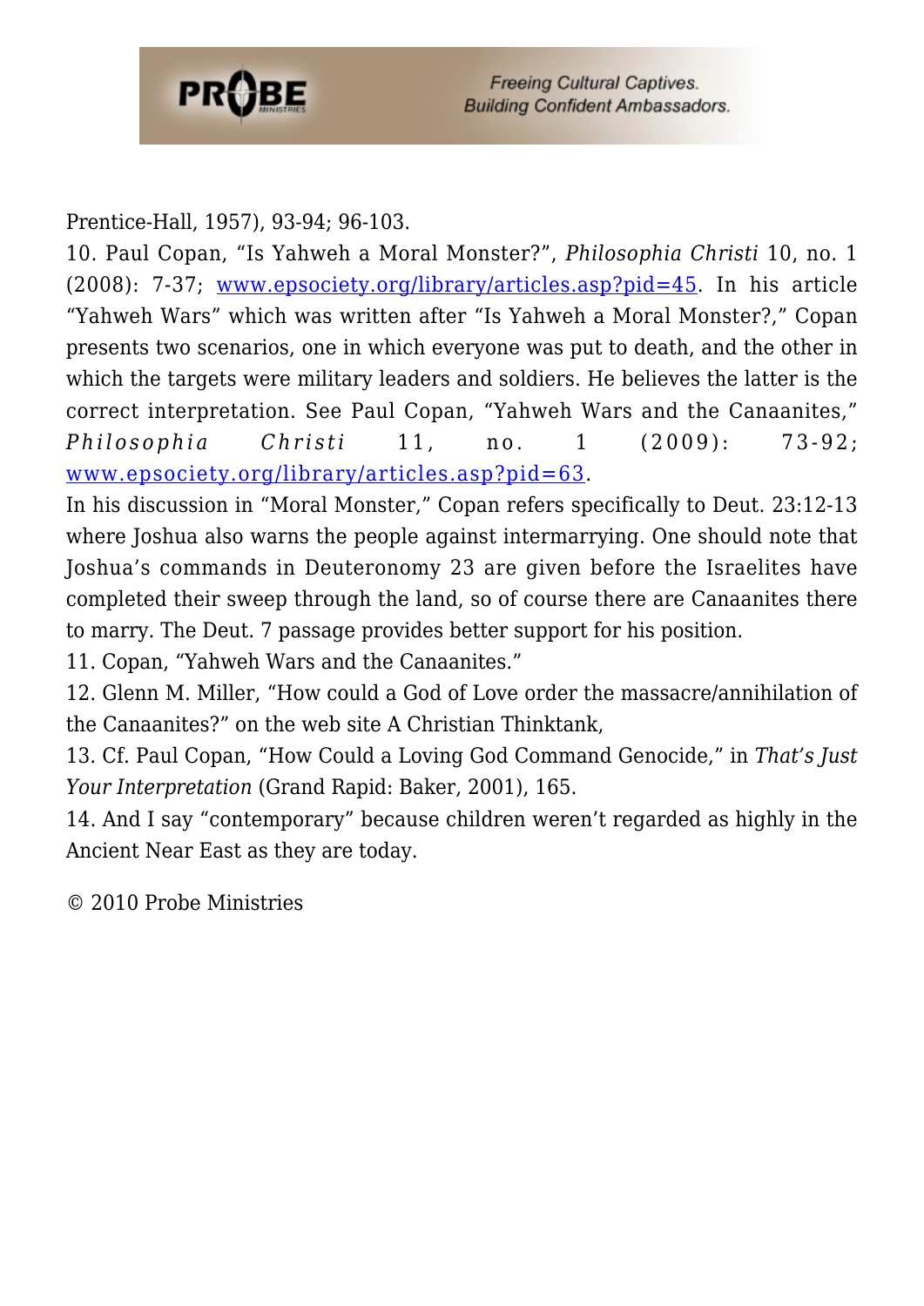Prentice-Hall, 1957), 93-94; 96-103.

10. Paul Copan, "Is Yahweh a Moral Monster?", *Philosophia Christi* 10, no. 1 (2008): 7-37; www.epsociety.org/library/articles.asp?pid=45. In his article "Yahweh Wars" which was written after "Is Yahweh a Moral Monster?," Copan presents two scenarios, one in which everyone was put to death, and the other in which the targets were military leaders and soldiers. He believes the latter is the correct interpretation. See Paul Copan, "Yahweh Wars and the Canaanites," *Philosophia Christi* 11, no. 1 (2009): 73-92; www.epsociety.org/library/articles.asp?pid=63.

In his discussion in "Moral Monster," Copan refers specifically to Deut. 23:12-13 where Joshua also warns the people against intermarrying. One should note that Joshua's commands in Deuteronomy 23 are given before the Israelites have completed their sweep through the land, so of course there are Canaanites there to marry. The Deut. 7 passage provides better support for his position.

11. Copan, "Yahweh Wars and the Canaanites."

12. Glenn M. Miller, "How could a God of Love order the massacre/annihilation of the Canaanites?" on the web site A Christian Thinktank,

13. Cf. Paul Copan, "How Could a Loving God Command Genocide," in *That's Just Your Interpretation* (Grand Rapid: Baker, 2001), 165.

14. And I say "contemporary" because children weren't regarded as highly in the Ancient Near East as they are today.

© 2010 Probe Ministries